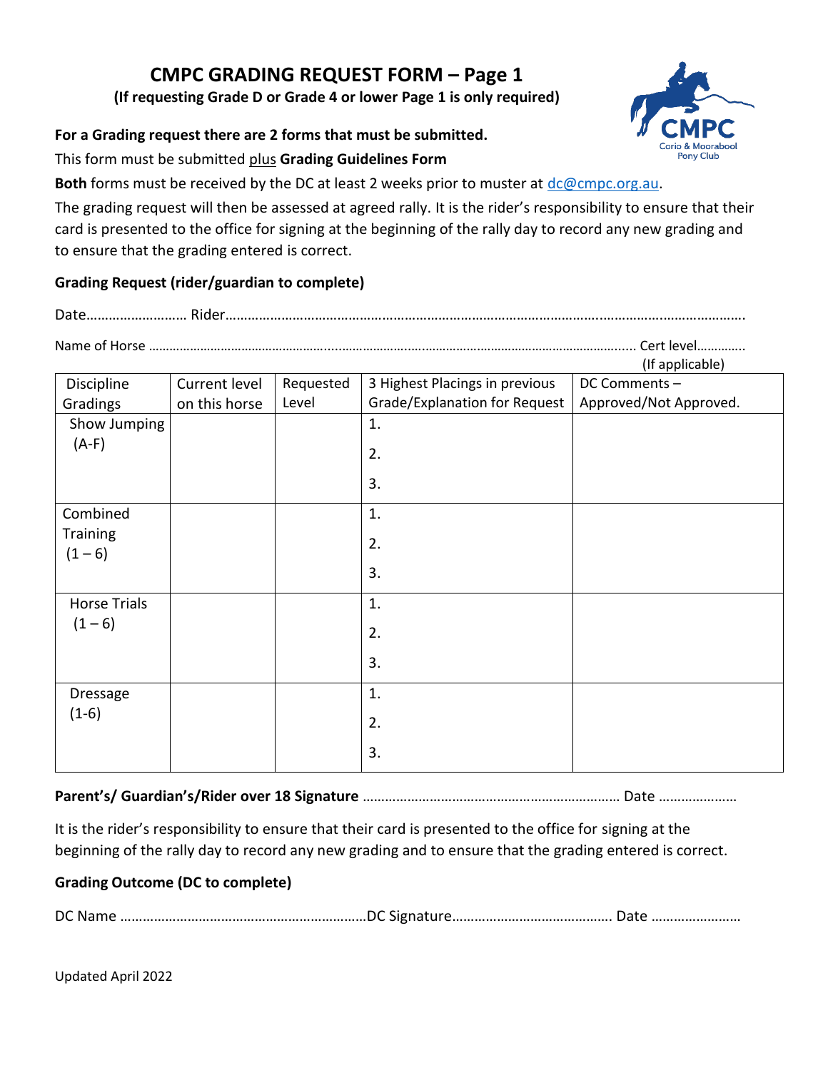# CMPC GRADING REQUEST FORM – Page 1

**(If requesting Grade D or Grade 4 or lower Page 1 is only required)**

**For a Grading request there are 2 forms that must be submitted.**

This form must be submitted plus **Grading Guidelines Form**

**Both** forms must be received by the DC at least 2 weeks prior to muster at dc@cmpc.org.au.

The grading request will then be assessed at agreed rally. It is the rider's responsibility to ensure that their card is presented to the office for signing at the beginning of the rally day to record any new grading and to ensure that the grading entered is correct.

**Grading Request (rider/guardian to complete)**

Date……………………… Rider…………………………………………………………………………………………………………………………………

Name of Horse ………………………………………………………………………………………………………………………………… Cert level…………. (If applicable)

| Discipline Gradings | Current level on this horse | Requested Level | 3 Highest Placings in previous Grade/Explanation for Request | DC Comments – Approved/Not Approved. |
|---|---|---|---|---|
| Show Jumping (A-F) | | | 1.<br>2.<br>3. | |
| Combined Training (1 – 6) | | | 1.<br>2.<br>3. | |
| Horse Trials (1 – 6) | | | 1.<br>2.<br>3. | |
| Dressage (1-6) | | | 1.<br>2.<br>3. | |

**Parent's/ Guardian's/Rider over 18 Signature** …………………………………………………………… Date …………………

It is the rider's responsibility to ensure that their card is presented to the office for signing at the beginning of the rally day to record any new grading and to ensure that the grading entered is correct.

**Grading Outcome (DC to complete)**

DC Name …………………………………………………………DC Signature……………………………………. Date ……………………

Updated April 2022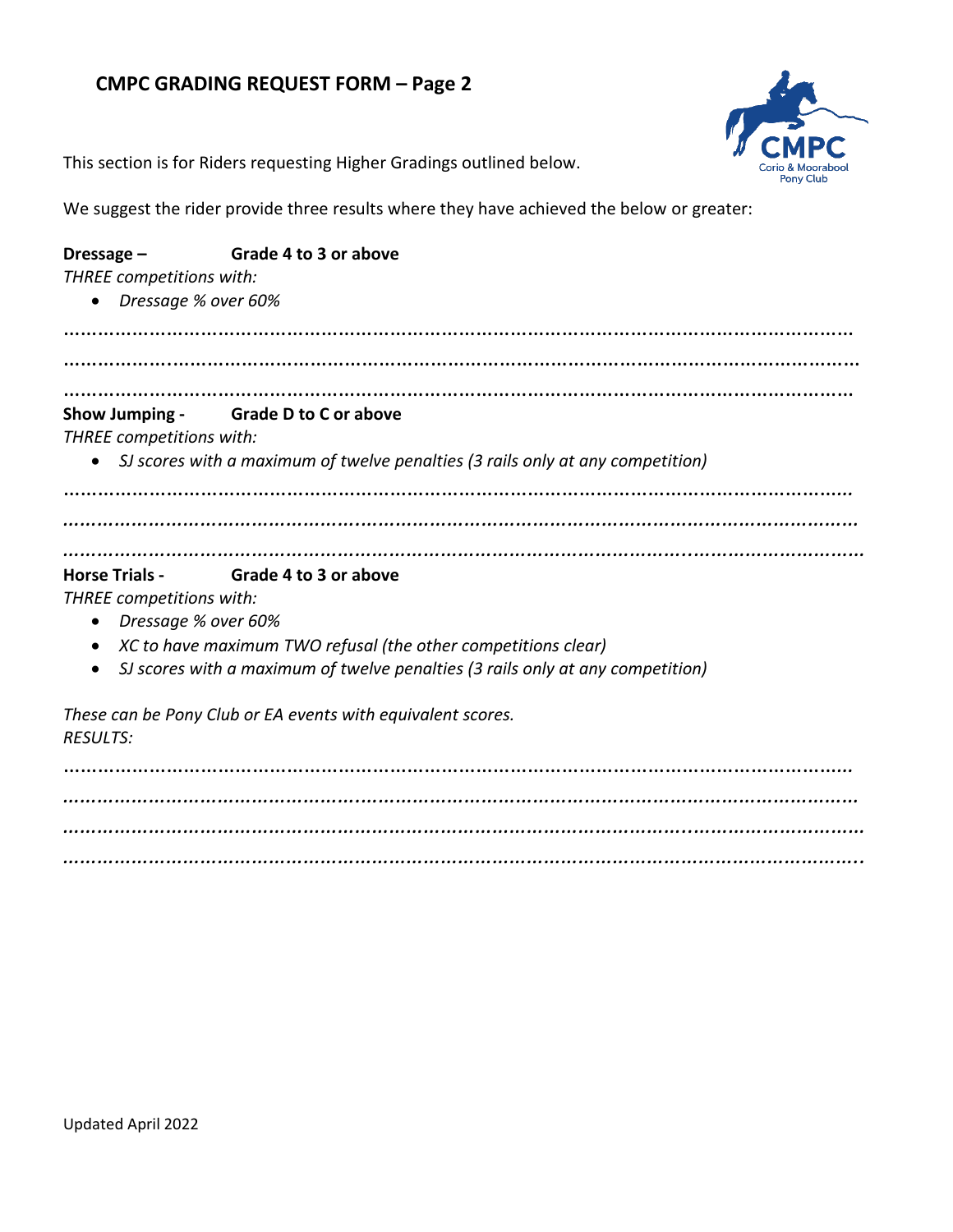## CMPC GRADING REQUEST FORM – Page 2

This section is for Riders requesting Higher Gradings outlined below.

We suggest the rider provide three results where they have achieved the below or greater:

**Dressage – Grade 4 to 3 or above**

*THREE competitions with:*

- *Dressage % over 60%*

……………………………………………………………………………………………………………………

……………………………………………………………………………………………………………………

……………………………………………………………………………………………………………………

**Show Jumping - Grade D to C or above**

*THREE competitions with:*

- *SJ scores with a maximum of twelve penalties (3 rails only at any competition)*

……………………………………………………………………………………………………………………

……………………………………………………………………………………………………………………

……………………………………………………………………………………………………………………

**Horse Trials - Grade 4 to 3 or above**

*THREE competitions with:*

- *Dressage % over 60%*
- *XC to have maximum TWO refusal (the other competitions clear)*
- *SJ scores with a maximum of twelve penalties (3 rails only at any competition)*

*These can be Pony Club or EA events with equivalent scores.*

*RESULTS:*

……………………………………………………………………………………………………………………

……………………………………………………………………………………………………………………

……………………………………………………………………………………………………………………

……………………………………………………………………………………………………………………

Updated April 2022